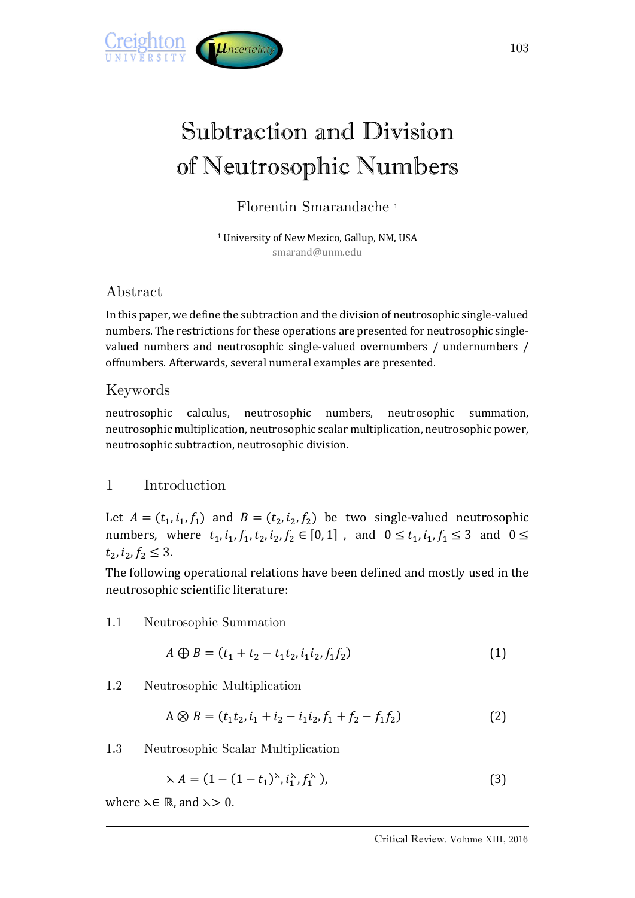# Subtraction and Division of Neutrosophic Numbers

Florentin Smarandache [1]

[1] University of New Mexico, Gallup, NM, USA
smarand@unm.edu

## Abstract

In this paper, we define the subtraction and the division of neutrosophic single-valued numbers. The restrictions for these operations are presented for neutrosophic single-valued numbers and neutrosophic single-valued overnumbers / undernumbers / offnumbers. Afterwards, several numeral examples are presented.

## Keywords

neutrosophic calculus, neutrosophic numbers, neutrosophic summation, neutrosophic multiplication, neutrosophic scalar multiplication, neutrosophic power, neutrosophic subtraction, neutrosophic division.

## 1 Introduction

Let $A = (t_1, i_1, f_1)$ and $B = (t_2, i_2, f_2)$ be two single-valued neutrosophic numbers, where $t_1, i_1, f_1, t_2, i_2, f_2 \in [0, 1]$, and $0 \leq t_1, i_1, f_1 \leq 3$ and $0 \leq t_2, i_2, f_2 \leq 3$.

The following operational relations have been defined and mostly used in the neutrosophic scientific literature:

### 1.1 Neutrosophic Summation

$$A \oplus B = (t_1 + t_2 - t_1 t_2, i_1 i_2, f_1 f_2) \tag{1}$$

### 1.2 Neutrosophic Multiplication

$$A \otimes B = (t_1 t_2, i_1 + i_2 - i_1 i_2, f_1 + f_2 - f_1 f_2) \tag{2}$$

### 1.3 Neutrosophic Scalar Multiplication

$$\lambda A = (1 - (1 - t_1)^{\lambda}, i_1^{\lambda}, f_1^{\lambda}), \tag{3}$$

where $\lambda \in \mathbb{R}$, and $\lambda > 0$.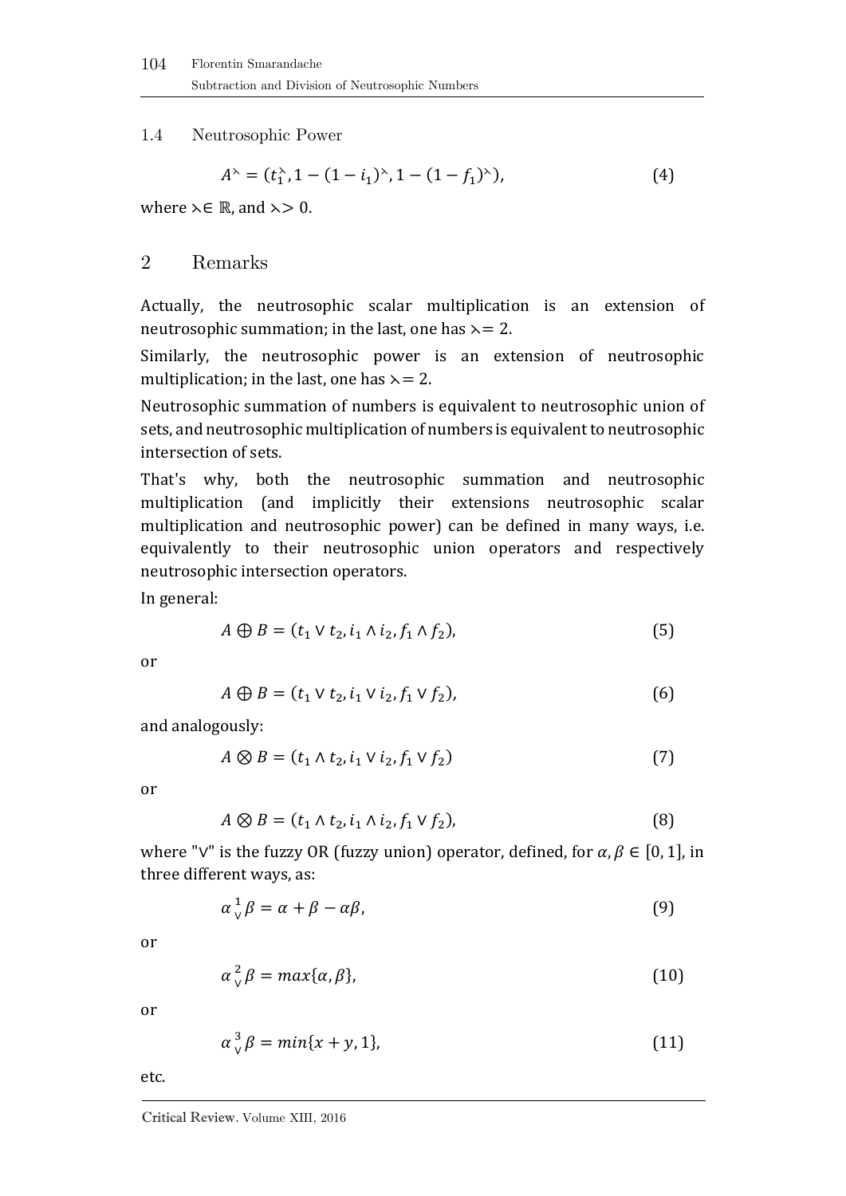### 1.4 Neutrosophic Power

$$A^{\curlywedge} = (t_1^{\curlywedge}, 1-(1-i_1)^{\curlywedge}, 1-(1-f_1)^{\curlywedge}), \tag{4}$$

where $\curlywedge \in \mathbb{R}$, and $\curlywedge > 0$.

## 2 Remarks

Actually, the neutrosophic scalar multiplication is an extension of neutrosophic summation; in the last, one has $\curlywedge = 2$.

Similarly, the neutrosophic power is an extension of neutrosophic multiplication; in the last, one has $\curlywedge = 2$.

Neutrosophic summation of numbers is equivalent to neutrosophic union of sets, and neutrosophic multiplication of numbers is equivalent to neutrosophic intersection of sets.

That's why, both the neutrosophic summation and neutrosophic multiplication (and implicitly their extensions neutrosophic scalar multiplication and neutrosophic power) can be defined in many ways, i.e. equivalently to their neutrosophic union operators and respectively neutrosophic intersection operators.

In general:

$$A \oplus B = (t_1 \vee t_2, i_1 \wedge i_2, f_1 \wedge f_2), \tag{5}$$

or

$$A \oplus B = (t_1 \vee t_2, i_1 \vee i_2, f_1 \vee f_2), \tag{6}$$

and analogously:

$$A \otimes B = (t_1 \wedge t_2, i_1 \vee i_2, f_1 \vee f_2) \tag{7}$$

or

$$A \otimes B = (t_1 \wedge t_2, i_1 \wedge i_2, f_1 \vee f_2), \tag{8}$$

where "$\vee$" is the fuzzy OR (fuzzy union) operator, defined, for $\alpha, \beta \in [0,1]$, in three different ways, as:

$$\alpha \overset{1}{\vee} \beta = \alpha + \beta - \alpha\beta, \tag{9}$$

or

$$\alpha \overset{2}{\vee} \beta = max\{\alpha, \beta\}, \tag{10}$$

or

$$\alpha \overset{3}{\vee} \beta = min\{x + y, 1\}, \tag{11}$$

etc.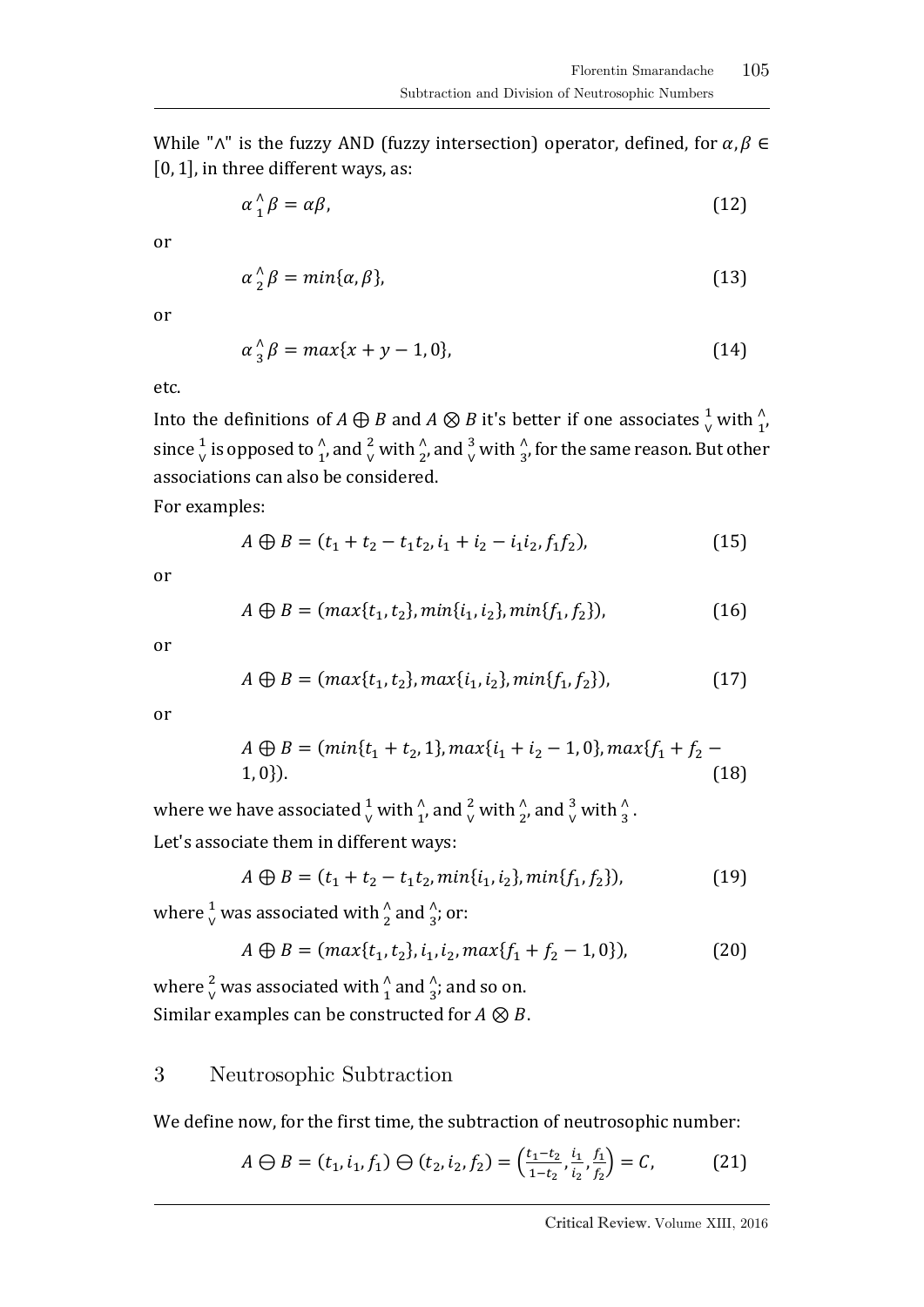While "$\wedge$" is the fuzzy AND (fuzzy intersection) operator, defined, for $\alpha, \beta \in [0, 1]$, in three different ways, as:

$$\alpha \underset{1}{\wedge} \beta = \alpha\beta, \tag{12}$$

or

$$\alpha \underset{2}{\wedge} \beta = min\{\alpha, \beta\}, \tag{13}$$

or

$$\alpha \underset{3}{\wedge} \beta = max\{x + y - 1, 0\}, \tag{14}$$

etc.

Into the definitions of $A \oplus B$ and $A \otimes B$ it's better if one associates $\overset{1}{\vee}$ with $\underset{1}{\wedge}$, since $\overset{1}{\vee}$ is opposed to $\underset{1}{\wedge}$, and $\overset{2}{\vee}$ with $\underset{2}{\wedge}$, and $\overset{3}{\vee}$ with $\underset{3}{\wedge}$, for the same reason. But other associations can also be considered.

For examples:

$$A \oplus B = (t_1 + t_2 - t_1 t_2, i_1 + i_2 - i_1 i_2, f_1 f_2), \tag{15}$$

or

$$A \oplus B = (max\{t_1, t_2\}, min\{i_1, i_2\}, min\{f_1, f_2\}), \tag{16}$$

or

$$A \oplus B = (max\{t_1, t_2\}, max\{i_1, i_2\}, min\{f_1, f_2\}), \tag{17}$$

or

$$A \oplus B = (min\{t_1 + t_2, 1\}, max\{i_1 + i_2 - 1, 0\}, max\{f_1 + f_2 - 1, 0\}). \tag{18}$$

where we have associated $\overset{1}{\vee}$ with $\underset{1}{\wedge}$, and $\overset{2}{\vee}$ with $\underset{2}{\wedge}$, and $\overset{3}{\vee}$ with $\underset{3}{\wedge}$.

Let's associate them in different ways:

$$A \oplus B = (t_1 + t_2 - t_1 t_2, min\{i_1, i_2\}, min\{f_1, f_2\}), \tag{19}$$

where $\overset{1}{\vee}$ was associated with $\underset{2}{\wedge}$ and $\underset{3}{\wedge}$; or:

$$A \oplus B = (max\{t_1, t_2\}, i_1, i_2, max\{f_1 + f_2 - 1, 0\}), \tag{20}$$

where $\overset{2}{\vee}$ was associated with $\underset{1}{\wedge}$ and $\underset{3}{\wedge}$; and so on.

Similar examples can be constructed for $A \otimes B$.

## 3 Neutrosophic Subtraction

We define now, for the first time, the subtraction of neutrosophic number:

$$A \ominus B = (t_1, i_1, f_1) \ominus (t_2, i_2, f_2) = \left(\frac{t_1 - t_2}{1 - t_2}, \frac{i_1}{i_2}, \frac{f_1}{f_2}\right) = C, \tag{21}$$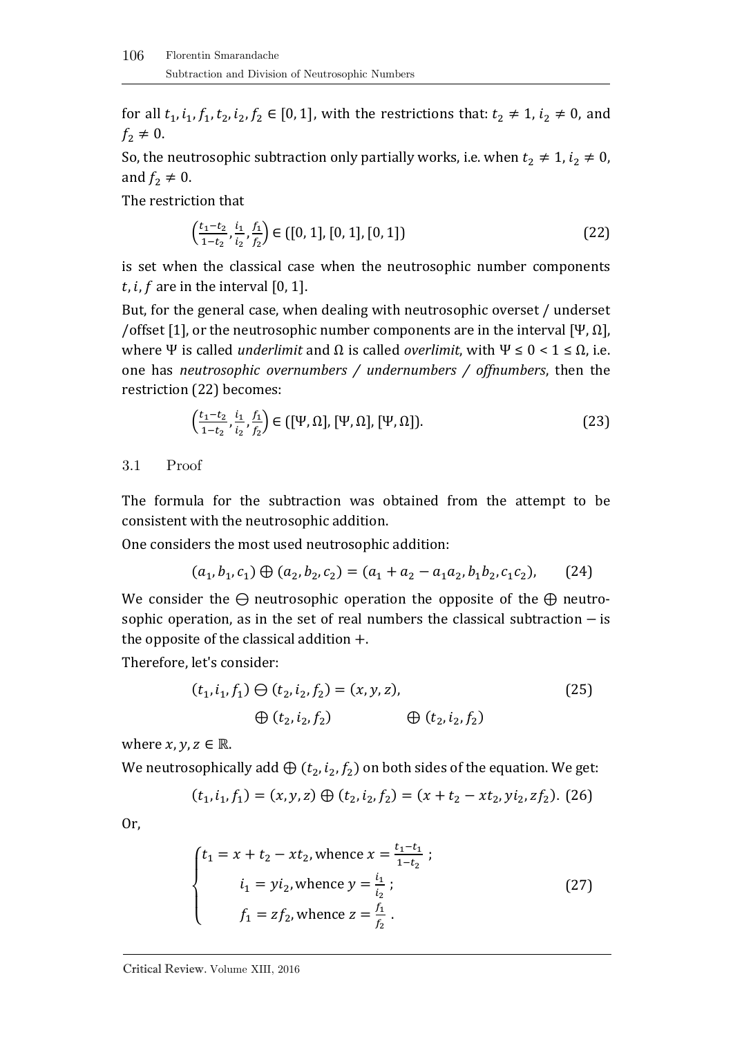for all $t_1, i_1, f_1, t_2, i_2, f_2 \in [0, 1]$, with the restrictions that: $t_2 \neq 1$, $i_2 \neq 0$, and $f_2 \neq 0$.

So, the neutrosophic subtraction only partially works, i.e. when $t_2 \neq 1$, $i_2 \neq 0$, and $f_2 \neq 0$.

The restriction that

$$\left(\frac{t_1 - t_2}{1 - t_2}, \frac{i_1}{i_2}, \frac{f_1}{f_2}\right) \in ([0, 1], [0, 1], [0, 1]) \tag{22}$$

is set when the classical case when the neutrosophic number components $t, i, f$ are in the interval $[0, 1]$.

But, for the general case, when dealing with neutrosophic overset / underset /offset [1], or the neutrosophic number components are in the interval $[\Psi, \Omega]$, where $\Psi$ is called *underlimit* and $\Omega$ is called *overlimit*, with $\Psi \leq 0 < 1 \leq \Omega$, i.e. one has *neutrosophic overnumbers / undernumbers / offnumbers*, then the restriction (22) becomes:

$$\left(\frac{t_1 - t_2}{1 - t_2}, \frac{i_1}{i_2}, \frac{f_1}{f_2}\right) \in ([\Psi, \Omega], [\Psi, \Omega], [\Psi, \Omega]). \tag{23}$$

### 3.1 Proof

The formula for the subtraction was obtained from the attempt to be consistent with the neutrosophic addition.

One considers the most used neutrosophic addition:

$$(a_1, b_1, c_1) \oplus (a_2, b_2, c_2) = (a_1 + a_2 - a_1 a_2, b_1 b_2, c_1 c_2), \tag{24}$$

We consider the $\ominus$ neutrosophic operation the opposite of the $\oplus$ neutrosophic operation, as in the set of real numbers the classical subtraction $-$ is the opposite of the classical addition $+$.

Therefore, let's consider:

$$\begin{aligned} (t_1, i_1, f_1) \ominus (t_2, i_2, f_2) &= (x, y, z), \\ \oplus (t_2, i_2, f_2) \qquad\qquad & \quad \oplus (t_2, i_2, f_2) \end{aligned} \tag{25}$$

where $x, y, z \in \mathbb{R}$.

We neutrosophically add $\oplus (t_2, i_2, f_2)$ on both sides of the equation. We get:

$$(t_1, i_1, f_1) = (x, y, z) \oplus (t_2, i_2, f_2) = (x + t_2 - x t_2, y i_2, z f_2). \tag{26}$$

Or,

$$\begin{cases} t_1 = x + t_2 - x t_2, \text{whence } x = \frac{t_1 - t_1}{1 - t_2}\ ; \\ i_1 = y i_2, \text{whence } y = \frac{i_1}{i_2}\ ; \\ f_1 = z f_2, \text{whence } z = \frac{f_1}{f_2}\ . \end{cases} \tag{27}$$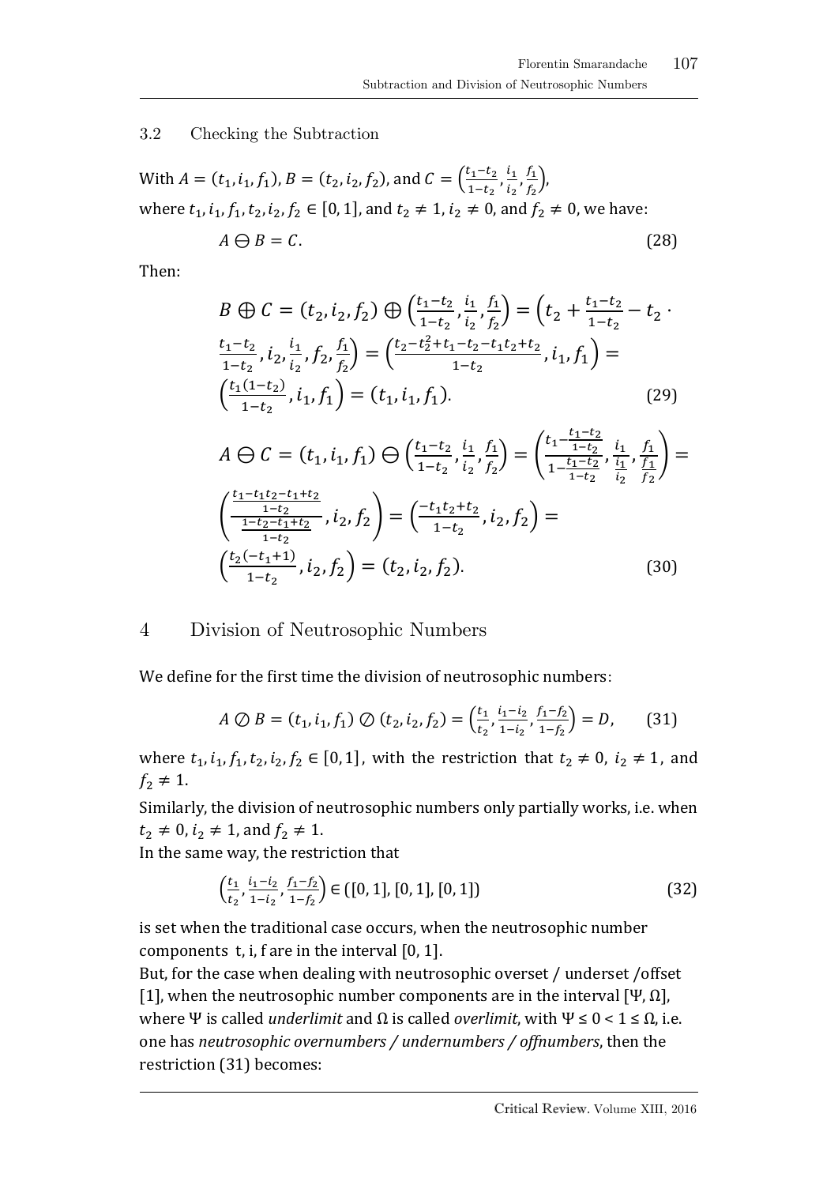### 3.2 Checking the Subtraction

With $A = (t_1, i_1, f_1)$, $B = (t_2, i_2, f_2)$, and $C = \left(\frac{t_1 - t_2}{1 - t_2}, \frac{i_1}{i_2}, \frac{f_1}{f_2}\right)$,
where $t_1, i_1, f_1, t_2, i_2, f_2 \in [0, 1]$, and $t_2 \neq 1$, $i_2 \neq 0$, and $f_2 \neq 0$, we have:

$$A \ominus B = C. \tag{28}$$

Then:

$$B \oplus C = (t_2, i_2, f_2) \oplus \left(\frac{t_1 - t_2}{1 - t_2}, \frac{i_1}{i_2}, \frac{f_1}{f_2}\right) = \left(t_2 + \frac{t_1 - t_2}{1 - t_2} - t_2 \cdot \frac{t_1 - t_2}{1 - t_2}, i_2 \cdot \frac{i_1}{i_2}, f_2 \cdot \frac{f_1}{f_2}\right) = \left(\frac{t_2 - t_2^2 + t_1 - t_2 - t_1 t_2 + t_2}{1 - t_2}, i_1, f_1\right) = \left(\frac{t_1(1 - t_2)}{1 - t_2}, i_1, f_1\right) = (t_1, i_1, f_1). \tag{29}$$

$$A \ominus C = (t_1, i_1, f_1) \ominus \left(\frac{t_1 - t_2}{1 - t_2}, \frac{i_1}{i_2}, \frac{f_1}{f_2}\right) = \left(\frac{t_1 - \frac{t_1 - t_2}{1 - t_2}}{1 - \frac{t_1 - t_2}{1 - t_2}}, \frac{i_1}{\frac{i_1}{i_2}}, \frac{f_1}{\frac{f_1}{f_2}}\right) = \left(\frac{\frac{t_1 - t_1 t_2 - t_1 + t_2}{1 - t_2}}{\frac{1 - t_2 - t_1 + t_2}{1 - t_2}}, i_2, f_2\right) = \left(\frac{-t_1 t_2 + t_2}{1 - t_2}, i_2, f_2\right) = \left(\frac{t_2(-t_1 + 1)}{1 - t_2}, i_2, f_2\right) = (t_2, i_2, f_2). \tag{30}$$

## 4 Division of Neutrosophic Numbers

We define for the first time the division of neutrosophic numbers:

$$A \oslash B = (t_1, i_1, f_1) \oslash (t_2, i_2, f_2) = \left(\frac{t_1}{t_2}, \frac{i_1 - i_2}{1 - i_2}, \frac{f_1 - f_2}{1 - f_2}\right) = D, \tag{31}$$

where $t_1, i_1, f_1, t_2, i_2, f_2 \in [0, 1]$, with the restriction that $t_2 \neq 0$, $i_2 \neq 1$, and $f_2 \neq 1$.

Similarly, the division of neutrosophic numbers only partially works, i.e. when $t_2 \neq 0$, $i_2 \neq 1$, and $f_2 \neq 1$.

In the same way, the restriction that

$$\left(\frac{t_1}{t_2}, \frac{i_1 - i_2}{1 - i_2}, \frac{f_1 - f_2}{1 - f_2}\right) \in ([0, 1], [0, 1], [0, 1]) \tag{32}$$

is set when the traditional case occurs, when the neutrosophic number components t, i, f are in the interval [0, 1].

But, for the case when dealing with neutrosophic overset / underset /offset [1], when the neutrosophic number components are in the interval $[\Psi, \Omega]$, where $\Psi$ is called *underlimit* and $\Omega$ is called *overlimit*, with $\Psi \leq 0 < 1 \leq \Omega$, i.e. one has *neutrosophic overnumbers / undernumbers / offnumbers*, then the restriction (31) becomes: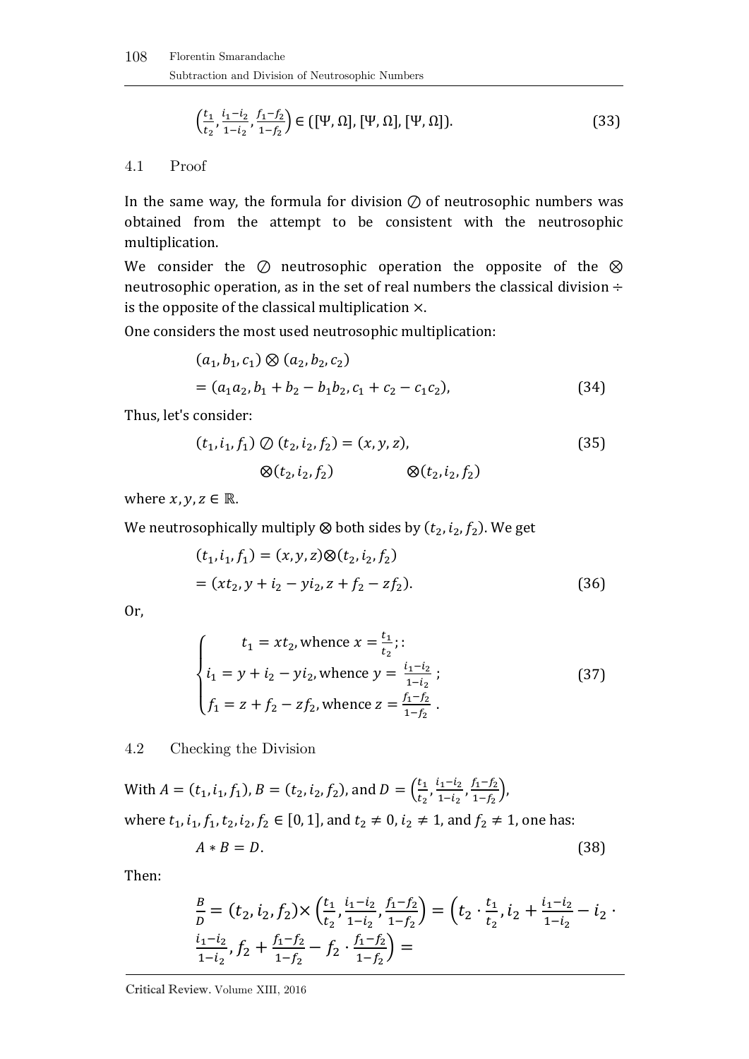$$\left(\frac{t_1}{t_2}, \frac{i_1 - i_2}{1 - i_2}, \frac{f_1 - f_2}{1 - f_2}\right) \in ([\Psi, \Omega], [\Psi, \Omega], [\Psi, \Omega]). \tag{33}$$

### 4.1 Proof

In the same way, the formula for division $\oslash$ of neutrosophic numbers was obtained from the attempt to be consistent with the neutrosophic multiplication.

We consider the $\oslash$ neutrosophic operation the opposite of the $\otimes$ neutrosophic operation, as in the set of real numbers the classical division $\div$ is the opposite of the classical multiplication $\times$.

One considers the most used neutrosophic multiplication:

$$\begin{aligned}&(a_1, b_1, c_1) \otimes (a_2, b_2, c_2)\\ &= (a_1 a_2, b_1 + b_2 - b_1 b_2, c_1 + c_2 - c_1 c_2),\end{aligned} \tag{34}$$

Thus, let's consider:

$$(t_1, i_1, f_1) \oslash (t_2, i_2, f_2) = (x, y, z), \tag{35}$$

$$\otimes(t_2, i_2, f_2) \qquad\qquad \otimes(t_2, i_2, f_2)$$

where $x, y, z \in \mathbb{R}$.

We neutrosophically multiply $\otimes$ both sides by $(t_2, i_2, f_2)$. We get

$$\begin{aligned}&(t_1, i_1, f_1) = (x, y, z) \otimes (t_2, i_2, f_2)\\ &= (x t_2, y + i_2 - y i_2, z + f_2 - z f_2).\end{aligned} \tag{36}$$

Or,

$$\begin{cases} t_1 = x t_2, \text{whence } x = \frac{t_1}{t_2};: \\ i_1 = y + i_2 - y i_2, \text{whence } y = \frac{i_1 - i_2}{1 - i_2}; \\ f_1 = z + f_2 - z f_2, \text{whence } z = \frac{f_1 - f_2}{1 - f_2}. \end{cases} \tag{37}$$

### 4.2 Checking the Division

With $A = (t_1, i_1, f_1)$, $B = (t_2, i_2, f_2)$, and $D = \left(\frac{t_1}{t_2}, \frac{i_1 - i_2}{1 - i_2}, \frac{f_1 - f_2}{1 - f_2}\right)$,

where $t_1, i_1, f_1, t_2, i_2, f_2 \in [0, 1]$, and $t_2 \neq 0$, $i_2 \neq 1$, and $f_2 \neq 1$, one has:

$$A * B = D. \tag{38}$$

Then:

$$\frac{B}{D} = (t_2, i_2, f_2) \times \left(\frac{t_1}{t_2}, \frac{i_1 - i_2}{1 - i_2}, \frac{f_1 - f_2}{1 - f_2}\right) = \left(t_2 \cdot \frac{t_1}{t_2}, i_2 + \frac{i_1 - i_2}{1 - i_2} - i_2 \cdot \frac{i_1 - i_2}{1 - i_2}, f_2 + \frac{f_1 - f_2}{1 - f_2} - f_2 \cdot \frac{f_1 - f_2}{1 - f_2}\right) =$$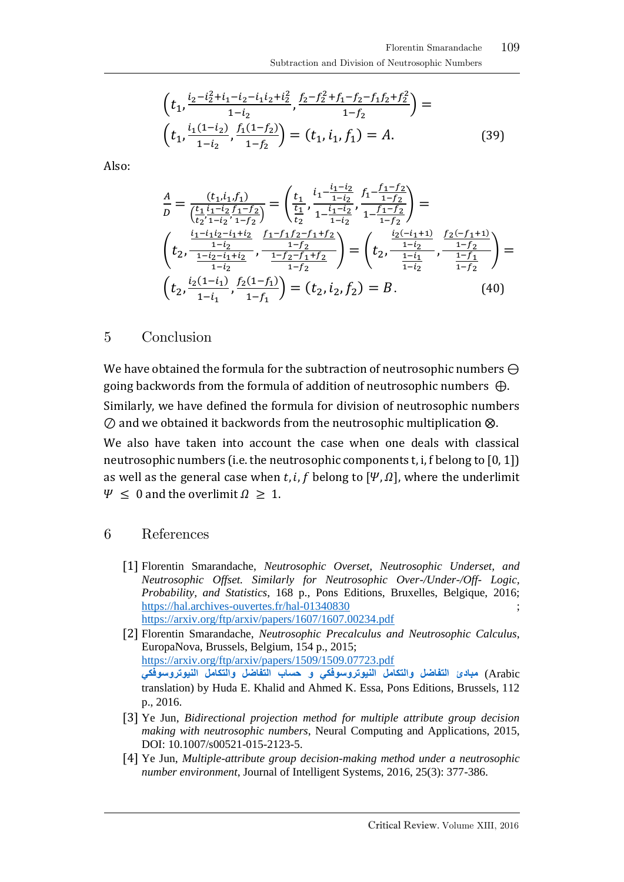$$\left(t_1, \frac{i_2-i_2^2+i_1-i_2-i_1 i_2+i_2^2}{1-i_2}, \frac{f_2-f_2^2+f_1-f_2-f_1 f_2+f_2^2}{1-f_2}\right) =$$

$$\left(t_1, \frac{i_1(1-i_2)}{1-i_2}, \frac{f_1(1-f_2)}{1-f_2}\right) = (t_1, i_1, f_1) = A. \tag{39}$$

Also:

$$\frac{A}{D} = \frac{(t_1, i_1, f_1)}{\left(\frac{t_1}{t_2}, \frac{i_1-i_2}{1-i_2}, \frac{f_1-f_2}{1-f_2}\right)} = \left(\frac{t_1}{\frac{t_1}{t_2}}, \frac{i_1-\frac{i_1-i_2}{1-i_2}}{1-\frac{i_1-i_2}{1-i_2}}, \frac{f_1-\frac{f_1-f_2}{1-f_2}}{1-\frac{f_1-f_2}{1-f_2}}\right) =$$

$$\left(t_2, \frac{\frac{i_1-i_1 i_2-i_1+i_2}{1-i_2}}{\frac{1-i_2-i_1+i_2}{1-i_2}}, \frac{\frac{f_1-f_1 f_2-f_1+f_2}{1-f_2}}{\frac{1-f_2-f_1+f_2}{1-f_2}}\right) = \left(t_2, \frac{\frac{i_2(-i_1+1)}{1-i_2}}{\frac{1-i_1}{1-i_2}}, \frac{\frac{f_2(-f_1+1)}{1-f_2}}{\frac{1-f_1}{1-f_2}}\right) =$$

$$\left(t_2, \frac{i_2(1-i_1)}{1-i_1}, \frac{f_2(1-f_1)}{1-f_1}\right) = (t_2, i_2, f_2) = B. \tag{40}$$

## 5 Conclusion

We have obtained the formula for the subtraction of neutrosophic numbers $\ominus$ going backwards from the formula of addition of neutrosophic numbers $\oplus$.

Similarly, we have defined the formula for division of neutrosophic numbers $\oslash$ and we obtained it backwards from the neutrosophic multiplication $\otimes$.

We also have taken into account the case when one deals with classical neutrosophic numbers (i.e. the neutrosophic components t, i, f belong to [0, 1]) as well as the general case when $t, i, f$ belong to $[\Psi, \Omega]$, where the underlimit $\Psi \leq 0$ and the overlimit $\Omega \geq 1$.

## 6 References

[1] Florentin Smarandache, *Neutrosophic Overset, Neutrosophic Underset, and Neutrosophic Offset. Similarly for Neutrosophic Over-/Under-/Off- Logic, Probability, and Statistics*, 168 p., Pons Editions, Bruxelles, Belgique, 2016; https://hal.archives-ouvertes.fr/hal-01340830 ; https://arxiv.org/ftp/arxiv/papers/1607/1607.00234.pdf

[2] Florentin Smarandache, *Neutrosophic Precalculus and Neutrosophic Calculus*, EuropaNova, Brussels, Belgium, 154 p., 2015; https://arxiv.org/ftp/arxiv/papers/1509/1509.07723.pdf
مبادئ التفاضل والتكامل النيوتروسوفكي و حساب التفاضل والتكامل النيوتروسوفكي (Arabic translation) by Huda E. Khalid and Ahmed K. Essa, Pons Editions, Brussels, 112 p., 2016.

[3] Ye Jun, *Bidirectional projection method for multiple attribute group decision making with neutrosophic numbers*, Neural Computing and Applications, 2015, DOI: 10.1007/s00521-015-2123-5.

[4] Ye Jun, *Multiple-attribute group decision-making method under a neutrosophic number environment*, Journal of Intelligent Systems, 2016, 25(3): 377-386.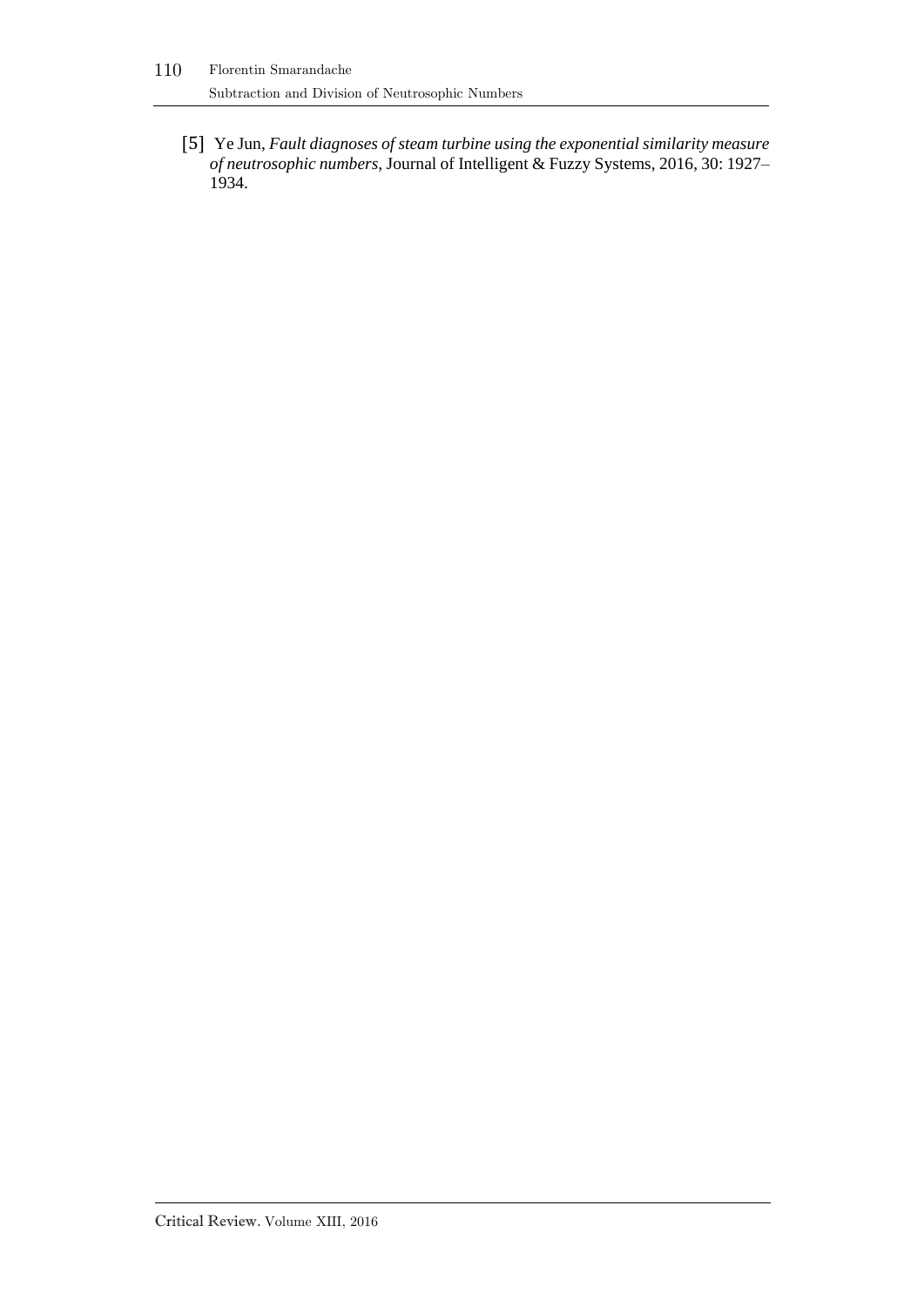[5] Ye Jun, *Fault diagnoses of steam turbine using the exponential similarity measure of neutrosophic numbers*, Journal of Intelligent & Fuzzy Systems, 2016, 30: 1927–1934.